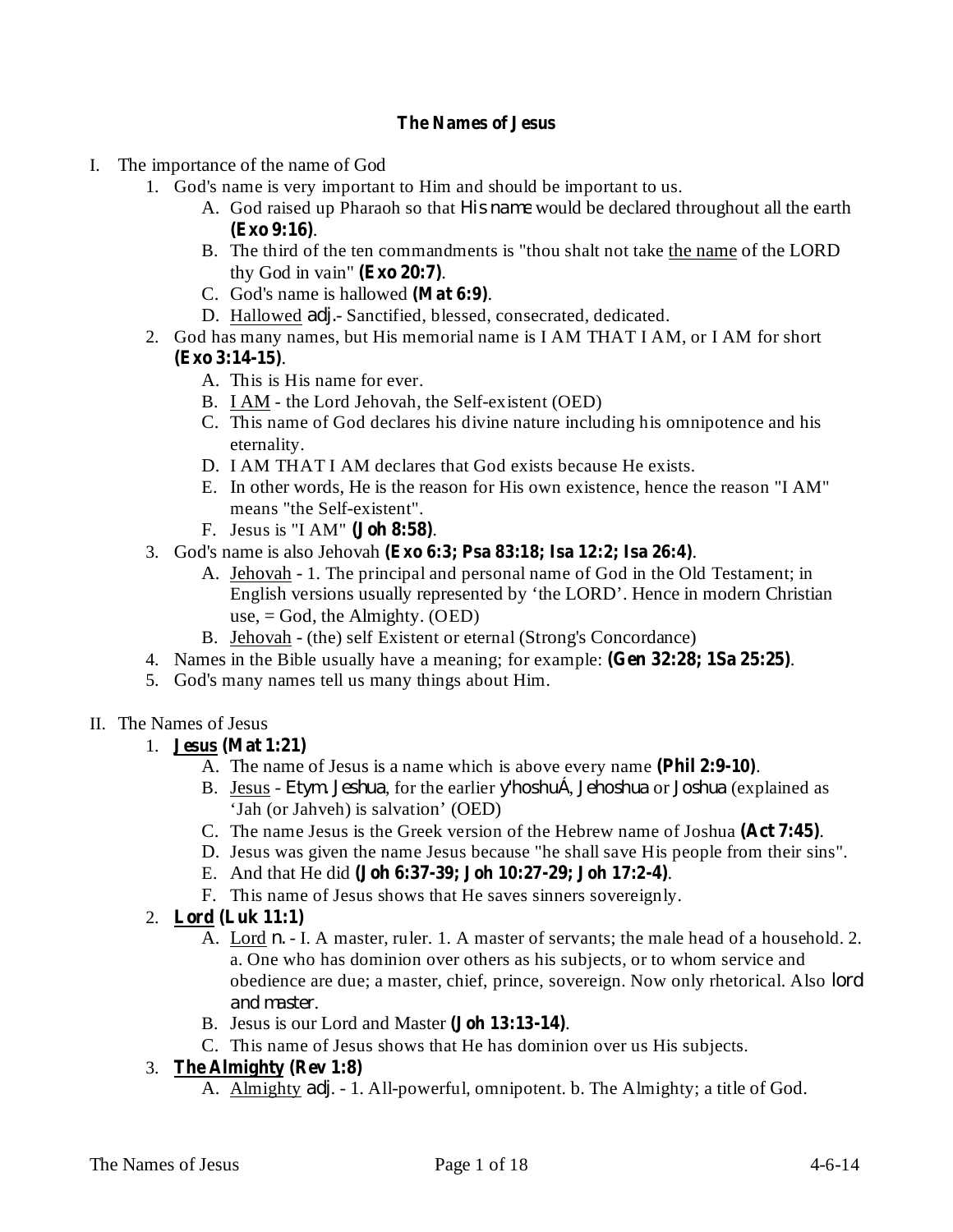# The Names of Jesus

I. The importance of the name of God

1. God's name is very important to Him and should be important to us.
    - A. God raised up Pharaoh so that *His name* would be declared throughout all the earth **(Exo 9:16)**.
    - B. The third of the ten commandments is "thou shalt not take the name of the LORD thy God in vain" **(Exo 20:7)**.
    - C. God's name is hallowed **(Mat 6:9)**.
    - D. Hallowed *adj.*- Sanctified, blessed, consecrated, dedicated.
2. God has many names, but His memorial name is I AM THAT I AM, or I AM for short **(Exo 3:14-15)**.
    - A. This is His name for ever.
    - B. I AM - the Lord Jehovah, the Self-existent (OED)
    - C. This name of God declares his divine nature including his omnipotence and his eternality.
    - D. I AM THAT I AM declares that God exists because He exists.
    - E. In other words, He is the reason for His own existence, hence the reason "I AM" means "the Self-existent".
    - F. Jesus is "I AM" **(Joh 8:58)**.
3. God's name is also Jehovah **(Exo 6:3; Psa 83:18; Isa 12:2; Isa 26:4)**.
    - A. Jehovah - 1. The principal and personal name of God in the Old Testament; in English versions usually represented by 'the LORD'. Hence in modern Christian use, = God, the Almighty. (OED)
    - B. Jehovah - (the) self Existent or eternal (Strong's Concordance)
4. Names in the Bible usually have a meaning; for example: **(Gen 32:28; 1Sa 25:25)**.
5. God's many names tell us many things about Him.

II. The Names of Jesus

1. **Jesus (Mat 1:21)**
    - A. The name of Jesus is a name which is above every name **(Phil 2:9-10)**.
    - B. Jesus - *Etym. Jeshua*, for the earlier *y'hoshuÁ*, *Jehoshua* or *Joshua* (explained as 'Jah (or Jahveh) is salvation' (OED)
    - C. The name Jesus is the Greek version of the Hebrew name of Joshua **(Act 7:45)**.
    - D. Jesus was given the name Jesus because "he shall save His people from their sins".
    - E. And that He did **(Joh 6:37-39; Joh 10:27-29; Joh 17:2-4)**.
    - F. This name of Jesus shows that He saves sinners sovereignly.
2. **Lord (Luk 11:1)**
    - A. Lord *n.* - I. A master, ruler. 1. A master of servants; the male head of a household. 2. a. One who has dominion over others as his subjects, or to whom service and obedience are due; a master, chief, prince, sovereign. Now only rhetorical. Also *lord and master*.
    - B. Jesus is our Lord and Master **(Joh 13:13-14)**.
    - C. This name of Jesus shows that He has dominion over us His subjects.
3. **The Almighty (Rev 1:8)**
    - A. Almighty *adj.* - 1. All-powerful, omnipotent. b. The Almighty; a title of God.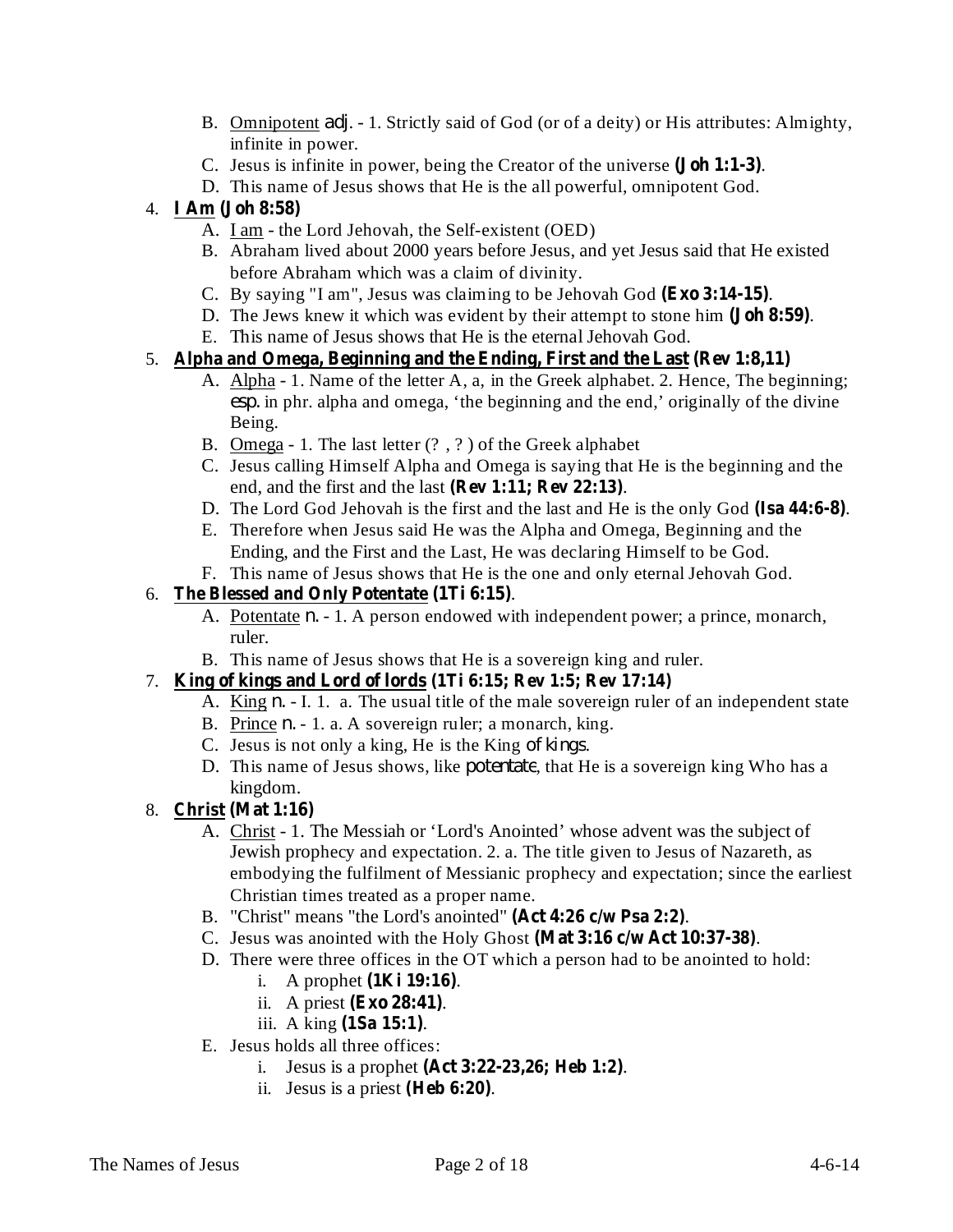B. Omnipotent *adj.* - 1. Strictly said of God (or of a deity) or His attributes: Almighty, infinite in power.

C. Jesus is infinite in power, being the Creator of the universe **(Joh 1:1-3)**.

D. This name of Jesus shows that He is the all powerful, omnipotent God.

4. **I Am (Joh 8:58)**
   - A. I am - the Lord Jehovah, the Self-existent (OED)
   - B. Abraham lived about 2000 years before Jesus, and yet Jesus said that He existed before Abraham which was a claim of divinity.
   - C. By saying "I am", Jesus was claiming to be Jehovah God **(Exo 3:14-15)**.
   - D. The Jews knew it which was evident by their attempt to stone him **(Joh 8:59)**.
   - E. This name of Jesus shows that He is the eternal Jehovah God.

5. **Alpha and Omega, Beginning and the Ending, First and the Last (Rev 1:8,11)**
   - A. Alpha - 1. Name of the letter A, a, in the Greek alphabet. 2. Hence, The beginning; *esp.* in phr. alpha and omega, 'the beginning and the end,' originally of the divine Being.
   - B. Omega - 1. The last letter (? , ? ) of the Greek alphabet
   - C. Jesus calling Himself Alpha and Omega is saying that He is the beginning and the end, and the first and the last **(Rev 1:11; Rev 22:13)**.
   - D. The Lord God Jehovah is the first and the last and He is the only God **(Isa 44:6-8)**.
   - E. Therefore when Jesus said He was the Alpha and Omega, Beginning and the Ending, and the First and the Last, He was declaring Himself to be God.
   - F. This name of Jesus shows that He is the one and only eternal Jehovah God.

6. **The Blessed and Only Potentate (1Ti 6:15)**.
   - A. Potentate *n.* - 1. A person endowed with independent power; a prince, monarch, ruler.
   - B. This name of Jesus shows that He is a sovereign king and ruler.

7. **King of kings and Lord of lords (1Ti 6:15; Rev 1:5; Rev 17:14)**
   - A. King *n.* - I. 1. a. The usual title of the male sovereign ruler of an independent state
   - B. Prince *n.* - 1. a. A sovereign ruler; a monarch, king.
   - C. Jesus is not only a king, He is the King *of kings*.
   - D. This name of Jesus shows, like *potentate*, that He is a sovereign king Who has a kingdom.

8. **Christ (Mat 1:16)**
   - A. Christ - 1. The Messiah or 'Lord's Anointed' whose advent was the subject of Jewish prophecy and expectation. 2. a. The title given to Jesus of Nazareth, as embodying the fulfilment of Messianic prophecy and expectation; since the earliest Christian times treated as a proper name.
   - B. "Christ" means "the Lord's anointed" **(Act 4:26 c/w Psa 2:2)**.
   - C. Jesus was anointed with the Holy Ghost **(Mat 3:16 c/w Act 10:37-38)**.
   - D. There were three offices in the OT which a person had to be anointed to hold:
     - i. A prophet **(1Ki 19:16)**.
     - ii. A priest **(Exo 28:41)**.
     - iii. A king **(1Sa 15:1)**.
   - E. Jesus holds all three offices:
     - i. Jesus is a prophet **(Act 3:22-23,26; Heb 1:2)**.
     - ii. Jesus is a priest **(Heb 6:20)**.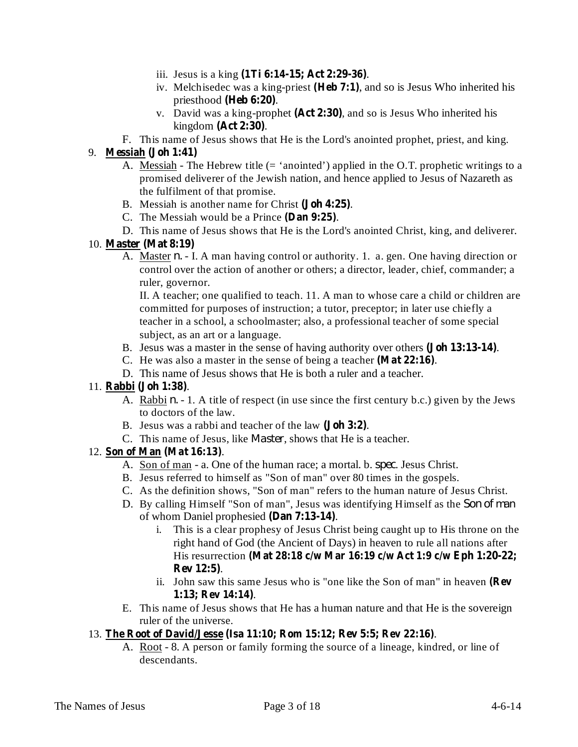iii. Jesus is a king **(1Ti 6:14-15; Act 2:29-36)**.
   iv. Melchisedec was a king-priest **(Heb 7:1)**, and so is Jesus Who inherited his priesthood **(Heb 6:20)**.
   v. David was a king-prophet **(Act 2:30)**, and so is Jesus Who inherited his kingdom **(Act 2:30)**.

F. This name of Jesus shows that He is the Lord's anointed prophet, priest, and king.

9. **<u>Messiah</u> (Joh 1:41)**
   A. <u>Messiah</u> - The Hebrew title (= 'anointed') applied in the O.T. prophetic writings to a promised deliverer of the Jewish nation, and hence applied to Jesus of Nazareth as the fulfilment of that promise.
   B. Messiah is another name for Christ **(Joh 4:25)**.
   C. The Messiah would be a Prince **(Dan 9:25)**.
   D. This name of Jesus shows that He is the Lord's anointed Christ, king, and deliverer.

10. **<u>Master</u> (Mat 8:19)**
   A. <u>Master</u> *n.* - I. A man having control or authority. 1. a. gen. One having direction or control over the action of another or others; a director, leader, chief, commander; a ruler, governor.
      II. A teacher; one qualified to teach. 11. A man to whose care a child or children are committed for purposes of instruction; a tutor, preceptor; in later use chiefly a teacher in a school, a schoolmaster; also, a professional teacher of some special subject, as an art or a language.
   B. Jesus was a master in the sense of having authority over others **(Joh 13:13-14)**.
   C. He was also a master in the sense of being a teacher **(Mat 22:16)**.
   D. This name of Jesus shows that He is both a ruler and a teacher.

11. **<u>Rabbi</u> (Joh 1:38)**.
   A. <u>Rabbi</u> *n.* - 1. A title of respect (in use since the first century b.c.) given by the Jews to doctors of the law.
   B. Jesus was a rabbi and teacher of the law **(Joh 3:2)**.
   C. This name of Jesus, like *Master*, shows that He is a teacher.

12. **<u>Son of Man</u> (Mat 16:13)**.
   A. <u>Son of man</u> - a. One of the human race; a mortal. b. *spec.* Jesus Christ.
   B. Jesus referred to himself as "Son of man" over 80 times in the gospels.
   C. As the definition shows, "Son of man" refers to the human nature of Jesus Christ.
   D. By calling Himself "Son of man", Jesus was identifying Himself as the *Son of man* of whom Daniel prophesied **(Dan 7:13-14)**.
      i. This is a clear prophesy of Jesus Christ being caught up to His throne on the right hand of God (the Ancient of Days) in heaven to rule all nations after His resurrection **(Mat 28:18 c/w Mar 16:19 c/w Act 1:9 c/w Eph 1:20-22; Rev 12:5)**.
      ii. John saw this same Jesus who is "one like the Son of man" in heaven **(Rev 1:13; Rev 14:14)**.
   E. This name of Jesus shows that He has a human nature and that He is the sovereign ruler of the universe.

13. **<u>The Root of David/Jesse</u> (Isa 11:10; Rom 15:12; Rev 5:5; Rev 22:16)**.
   A. <u>Root</u> - 8. A person or family forming the source of a lineage, kindred, or line of descendants.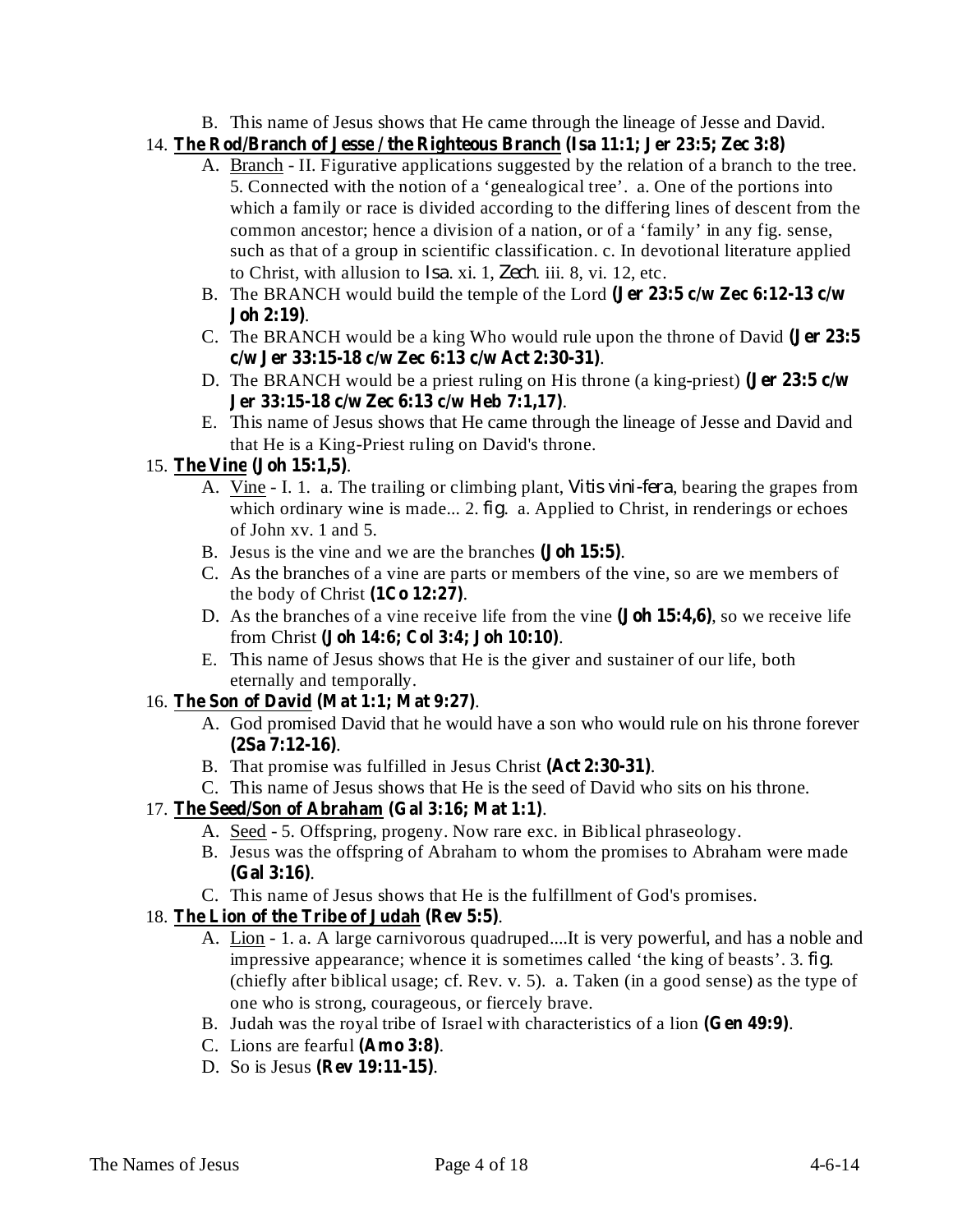B. This name of Jesus shows that He came through the lineage of Jesse and David.

14. **The Rod/Branch of Jesse / the Righteous Branch (Isa 11:1; Jer 23:5; Zec 3:8)**
    - A. Branch - II. Figurative applications suggested by the relation of a branch to the tree. 5. Connected with the notion of a 'genealogical tree'. a. One of the portions into which a family or race is divided according to the differing lines of descent from the common ancestor; hence a division of a nation, or of a 'family' in any fig. sense, such as that of a group in scientific classification. c. In devotional literature applied to Christ, with allusion to *Isa*. xi. 1, *Zech*. iii. 8, vi. 12, etc.
    - B. The BRANCH would build the temple of the Lord **(Jer 23:5 c/w Zec 6:12-13 c/w Joh 2:19)**.
    - C. The BRANCH would be a king Who would rule upon the throne of David **(Jer 23:5 c/w Jer 33:15-18 c/w Zec 6:13 c/w Act 2:30-31)**.
    - D. The BRANCH would be a priest ruling on His throne (a king-priest) **(Jer 23:5 c/w Jer 33:15-18 c/w Zec 6:13 c/w Heb 7:1,17)**.
    - E. This name of Jesus shows that He came through the lineage of Jesse and David and that He is a King-Priest ruling on David's throne.

15. **The Vine (Joh 15:1,5)**.
    - A. Vine - I. 1. a. The trailing or climbing plant, *Vitis vini-fera*, bearing the grapes from which ordinary wine is made... 2. *fig*. a. Applied to Christ, in renderings or echoes of John xv. 1 and 5.
    - B. Jesus is the vine and we are the branches **(Joh 15:5)**.
    - C. As the branches of a vine are parts or members of the vine, so are we members of the body of Christ **(1Co 12:27)**.
    - D. As the branches of a vine receive life from the vine **(Joh 15:4,6)**, so we receive life from Christ **(Joh 14:6; Col 3:4; Joh 10:10)**.
    - E. This name of Jesus shows that He is the giver and sustainer of our life, both eternally and temporally.

16. **The Son of David (Mat 1:1; Mat 9:27)**.
    - A. God promised David that he would have a son who would rule on his throne forever **(2Sa 7:12-16)**.
    - B. That promise was fulfilled in Jesus Christ **(Act 2:30-31)**.
    - C. This name of Jesus shows that He is the seed of David who sits on his throne.

17. **The Seed/Son of Abraham (Gal 3:16; Mat 1:1)**.
    - A. Seed - 5. Offspring, progeny. Now rare exc. in Biblical phraseology.
    - B. Jesus was the offspring of Abraham to whom the promises to Abraham were made **(Gal 3:16)**.
    - C. This name of Jesus shows that He is the fulfillment of God's promises.

18. **The Lion of the Tribe of Judah (Rev 5:5)**.
    - A. Lion - 1. a. A large carnivorous quadruped....It is very powerful, and has a noble and impressive appearance; whence it is sometimes called 'the king of beasts'. 3. *fig*. (chiefly after biblical usage; cf. Rev. v. 5). a. Taken (in a good sense) as the type of one who is strong, courageous, or fiercely brave.
    - B. Judah was the royal tribe of Israel with characteristics of a lion **(Gen 49:9)**.
    - C. Lions are fearful **(Amo 3:8)**.
    - D. So is Jesus **(Rev 19:11-15)**.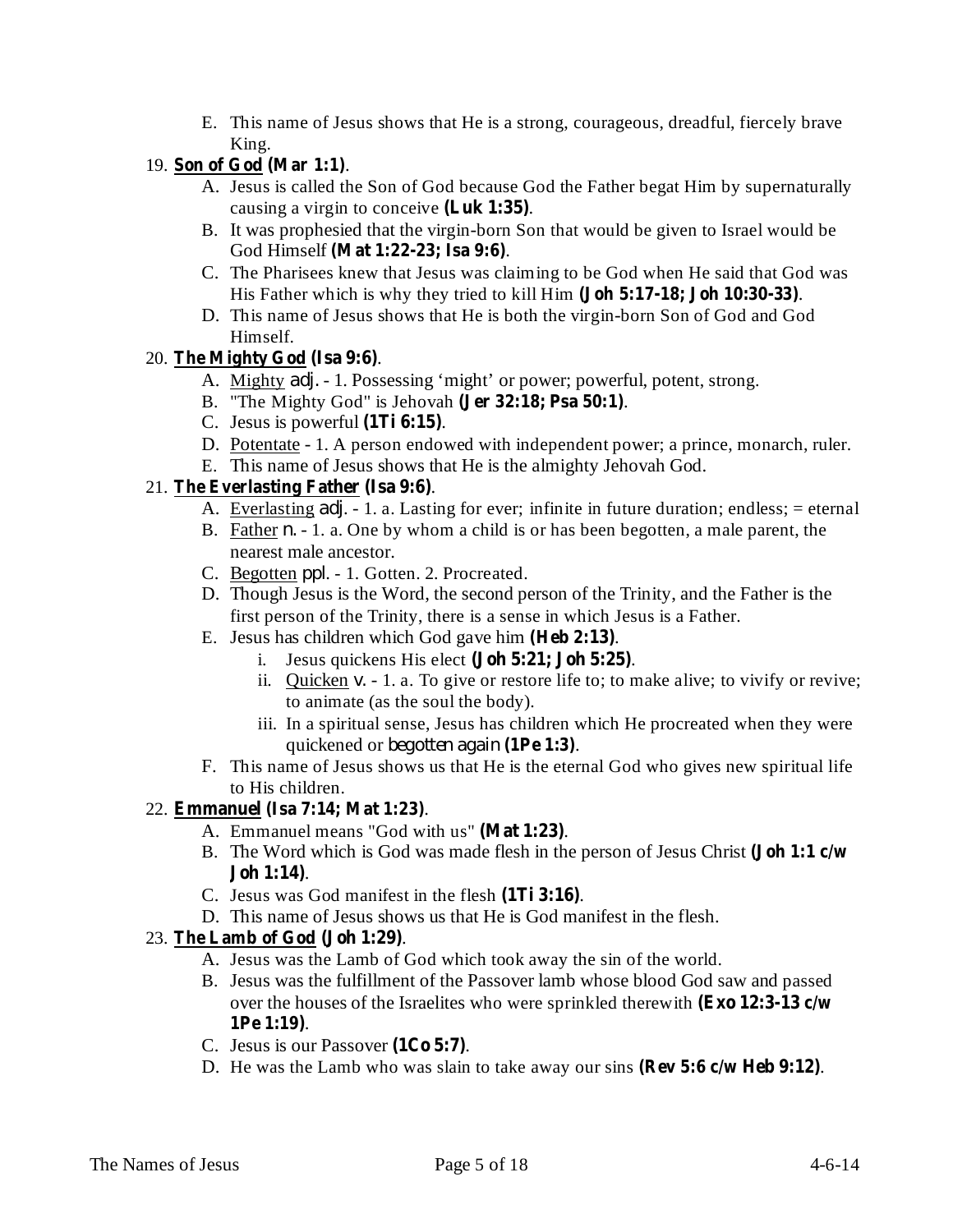E. This name of Jesus shows that He is a strong, courageous, dreadful, fiercely brave King.

19. **<u>Son of God</u> (Mar 1:1)**.
    A. Jesus is called the Son of God because God the Father begat Him by supernaturally causing a virgin to conceive **(Luk 1:35)**.
    B. It was prophesied that the virgin-born Son that would be given to Israel would be God Himself **(Mat 1:22-23; Isa 9:6)**.
    C. The Pharisees knew that Jesus was claiming to be God when He said that God was His Father which is why they tried to kill Him **(Joh 5:17-18; Joh 10:30-33)**.
    D. This name of Jesus shows that He is both the virgin-born Son of God and God Himself.

20. **<u>The Mighty God</u> (Isa 9:6)**.
    A. <u>Mighty</u> *adj.* - 1. Possessing 'might' or power; powerful, potent, strong.
    B. "The Mighty God" is Jehovah **(Jer 32:18; Psa 50:1)**.
    C. Jesus is powerful **(1Ti 6:15)**.
    D. <u>Potentate</u> - 1. A person endowed with independent power; a prince, monarch, ruler.
    E. This name of Jesus shows that He is the almighty Jehovah God.

21. **<u>The Everlasting Father</u> (Isa 9:6)**.
    A. <u>Everlasting</u> *adj.* - 1. a. Lasting for ever; infinite in future duration; endless; = eternal
    B. <u>Father</u> *n.* - 1. a. One by whom a child is or has been begotten, a male parent, the nearest male ancestor.
    C. <u>Begotten</u> *ppl.* - 1. Gotten. 2. Procreated.
    D. Though Jesus is the Word, the second person of the Trinity, and the Father is the first person of the Trinity, there is a sense in which Jesus is a Father.
    E. Jesus has children which God gave him **(Heb 2:13)**.
        i. Jesus quickens His elect **(Joh 5:21; Joh 5:25)**.
        ii. <u>Quicken</u> *v.* - 1. a. To give or restore life to; to make alive; to vivify or revive; to animate (as the soul the body).
        iii. In a spiritual sense, Jesus has children which He procreated when they were quickened or *begotten again* **(1Pe 1:3)**.
    F. This name of Jesus shows us that He is the eternal God who gives new spiritual life to His children.

22. **<u>Emmanuel</u> (Isa 7:14; Mat 1:23)**.
    A. Emmanuel means "God with us" **(Mat 1:23)**.
    B. The Word which is God was made flesh in the person of Jesus Christ **(Joh 1:1 c/w Joh 1:14)**.
    C. Jesus was God manifest in the flesh **(1Ti 3:16)**.
    D. This name of Jesus shows us that He is God manifest in the flesh.

23. **<u>The Lamb of God</u> (Joh 1:29)**.
    A. Jesus was the Lamb of God which took away the sin of the world.
    B. Jesus was the fulfillment of the Passover lamb whose blood God saw and passed over the houses of the Israelites who were sprinkled therewith **(Exo 12:3-13 c/w 1Pe 1:19)**.
    C. Jesus is our Passover **(1Co 5:7)**.
    D. He was the Lamb who was slain to take away our sins **(Rev 5:6 c/w Heb 9:12)**.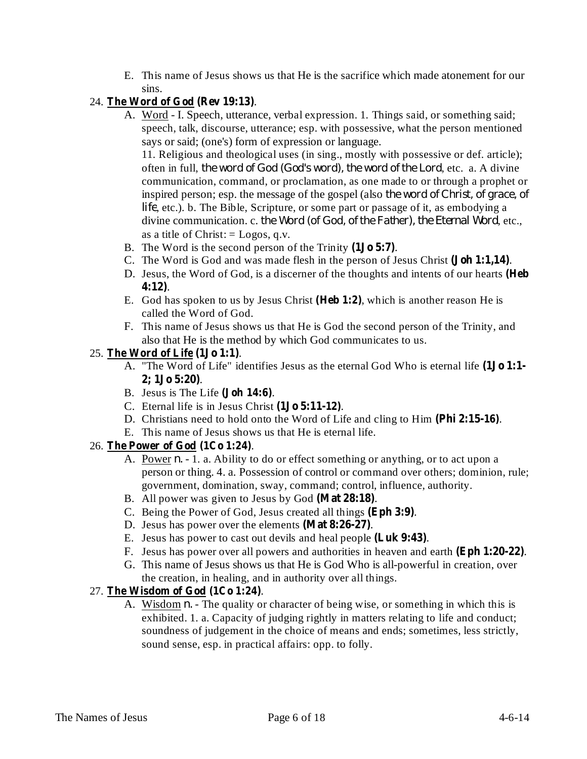E. This name of Jesus shows us that He is the sacrifice which made atonement for our sins.

24. **The Word of God (Rev 19:13)**.

A. Word - I. Speech, utterance, verbal expression. 1. Things said, or something said; speech, talk, discourse, utterance; esp. with possessive, what the person mentioned says or said; (one's) form of expression or language.

11. Religious and theological uses (in sing., mostly with possessive or def. article); often in full, the word of God (God's word), the word of the Lord, etc. a. A divine communication, command, or proclamation, as one made to or through a prophet or inspired person; esp. the message of the gospel (also the word of Christ, of grace, of life, etc.). b. The Bible, Scripture, or some part or passage of it, as embodying a divine communication. c. the Word (of God, of the Father), the Eternal Word, etc., as a title of Christ: = Logos, q.v.

B. The Word is the second person of the Trinity **(1Jo 5:7)**.

C. The Word is God and was made flesh in the person of Jesus Christ **(Joh 1:1,14)**.

D. Jesus, the Word of God, is a discerner of the thoughts and intents of our hearts **(Heb 4:12)**.

E. God has spoken to us by Jesus Christ **(Heb 1:2)**, which is another reason He is called the Word of God.

F. This name of Jesus shows us that He is God the second person of the Trinity, and also that He is the method by which God communicates to us.

25. **The Word of Life (1Jo 1:1)**.

A. "The Word of Life" identifies Jesus as the eternal God Who is eternal life **(1Jo 1:1-2; 1Jo 5:20)**.

B. Jesus is The Life **(Joh 14:6)**.

C. Eternal life is in Jesus Christ **(1Jo 5:11-12)**.

D. Christians need to hold onto the Word of Life and cling to Him **(Phi 2:15-16)**.

E. This name of Jesus shows us that He is eternal life.

26. **The Power of God (1Co 1:24)**.

A. Power n. - 1. a. Ability to do or effect something or anything, or to act upon a person or thing. 4. a. Possession of control or command over others; dominion, rule; government, domination, sway, command; control, influence, authority.

B. All power was given to Jesus by God **(Mat 28:18)**.

C. Being the Power of God, Jesus created all things **(Eph 3:9)**.

D. Jesus has power over the elements **(Mat 8:26-27)**.

E. Jesus has power to cast out devils and heal people **(Luk 9:43)**.

F. Jesus has power over all powers and authorities in heaven and earth **(Eph 1:20-22)**.

G. This name of Jesus shows us that He is God Who is all-powerful in creation, over the creation, in healing, and in authority over all things.

27. **The Wisdom of God (1Co 1:24)**.

A. Wisdom n. - The quality or character of being wise, or something in which this is exhibited. 1. a. Capacity of judging rightly in matters relating to life and conduct; soundness of judgement in the choice of means and ends; sometimes, less strictly, sound sense, esp. in practical affairs: opp. to folly.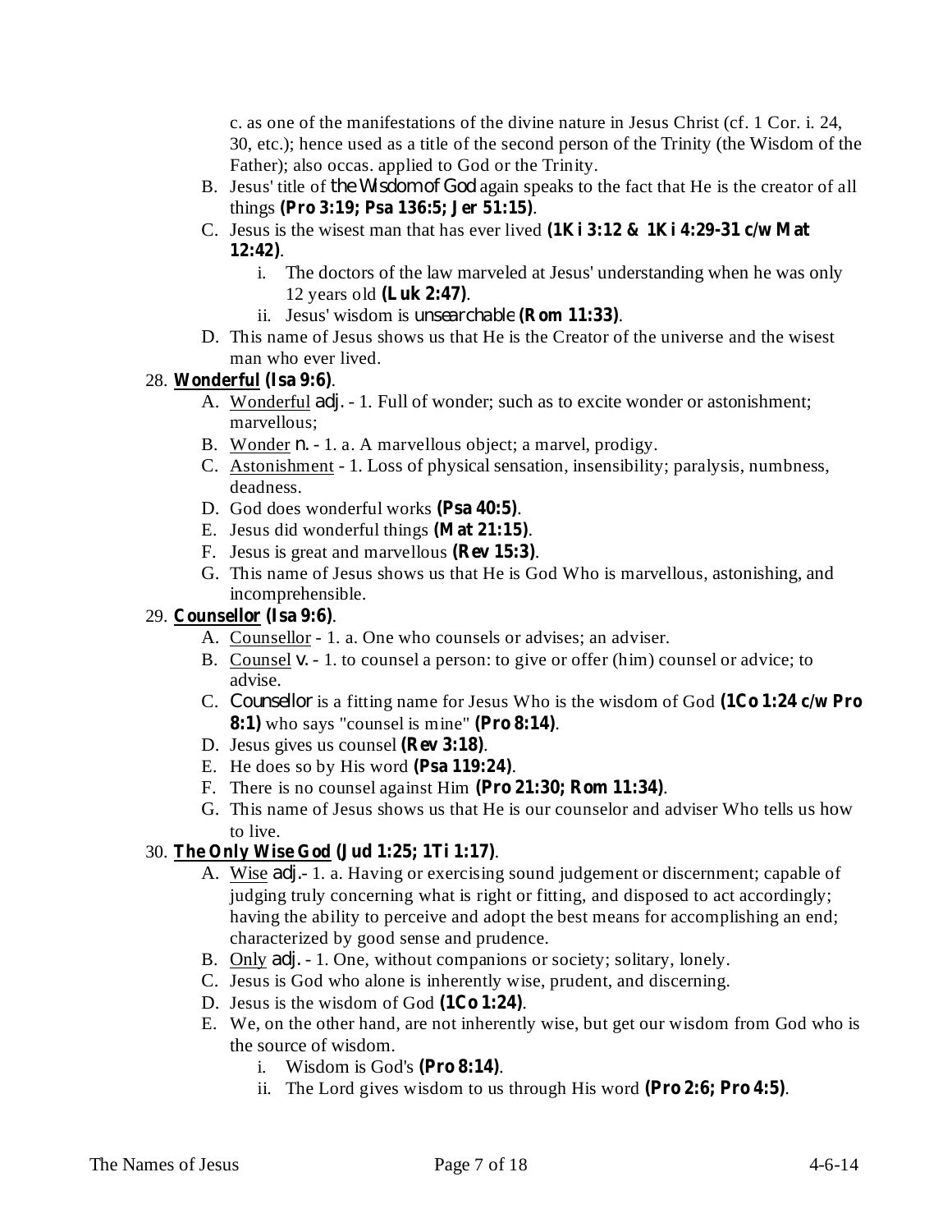c. as one of the manifestations of the divine nature in Jesus Christ (cf. 1 Cor. i. 24, 30, etc.); hence used as a title of the second person of the Trinity (the Wisdom of the Father); also occas. applied to God or the Trinity.

B. Jesus' title of *the Wisdom of God* again speaks to the fact that He is the creator of all things **(Pro 3:19; Psa 136:5; Jer 51:15)**.

C. Jesus is the wisest man that has ever lived **(1Ki 3:12 & 1Ki 4:29-31 c/w Mat 12:42)**.

   i. The doctors of the law marveled at Jesus' understanding when he was only 12 years old **(Luk 2:47)**.

   ii. Jesus' wisdom is *unsearchable* **(Rom 11:33)**.

D. This name of Jesus shows us that He is the Creator of the universe and the wisest man who ever lived.

28. **Wonderful (Isa 9:6)**.

   A. Wonderful *adj.* - 1. Full of wonder; such as to excite wonder or astonishment; marvellous;

   B. Wonder *n.* - 1. a. A marvellous object; a marvel, prodigy.

   C. Astonishment - 1. Loss of physical sensation, insensibility; paralysis, numbness, deadness.

   D. God does wonderful works **(Psa 40:5)**.

   E. Jesus did wonderful things **(Mat 21:15)**.

   F. Jesus is great and marvellous **(Rev 15:3)**.

   G. This name of Jesus shows us that He is God Who is marvellous, astonishing, and incomprehensible.

29. **Counsellor (Isa 9:6)**.

   A. Counsellor - 1. a. One who counsels or advises; an adviser.

   B. Counsel *v.* - 1. to counsel a person: to give or offer (him) counsel or advice; to advise.

   C. *Counsellor* is a fitting name for Jesus Who is the wisdom of God **(1Co 1:24 c/w Pro 8:1)** who says "counsel is mine" **(Pro 8:14)**.

   D. Jesus gives us counsel **(Rev 3:18)**.

   E. He does so by His word **(Psa 119:24)**.

   F. There is no counsel against Him **(Pro 21:30; Rom 11:34)**.

   G. This name of Jesus shows us that He is our counselor and adviser Who tells us how to live.

30. **The Only Wise God (Jud 1:25; 1Ti 1:17)**.

   A. Wise *adj.*- 1. a. Having or exercising sound judgement or discernment; capable of judging truly concerning what is right or fitting, and disposed to act accordingly; having the ability to perceive and adopt the best means for accomplishing an end; characterized by good sense and prudence.

   B. Only *adj.* - 1. One, without companions or society; solitary, lonely.

   C. Jesus is God who alone is inherently wise, prudent, and discerning.

   D. Jesus is the wisdom of God **(1Co 1:24)**.

   E. We, on the other hand, are not inherently wise, but get our wisdom from God who is the source of wisdom.

      i. Wisdom is God's **(Pro 8:14)**.

      ii. The Lord gives wisdom to us through His word **(Pro 2:6; Pro 4:5)**.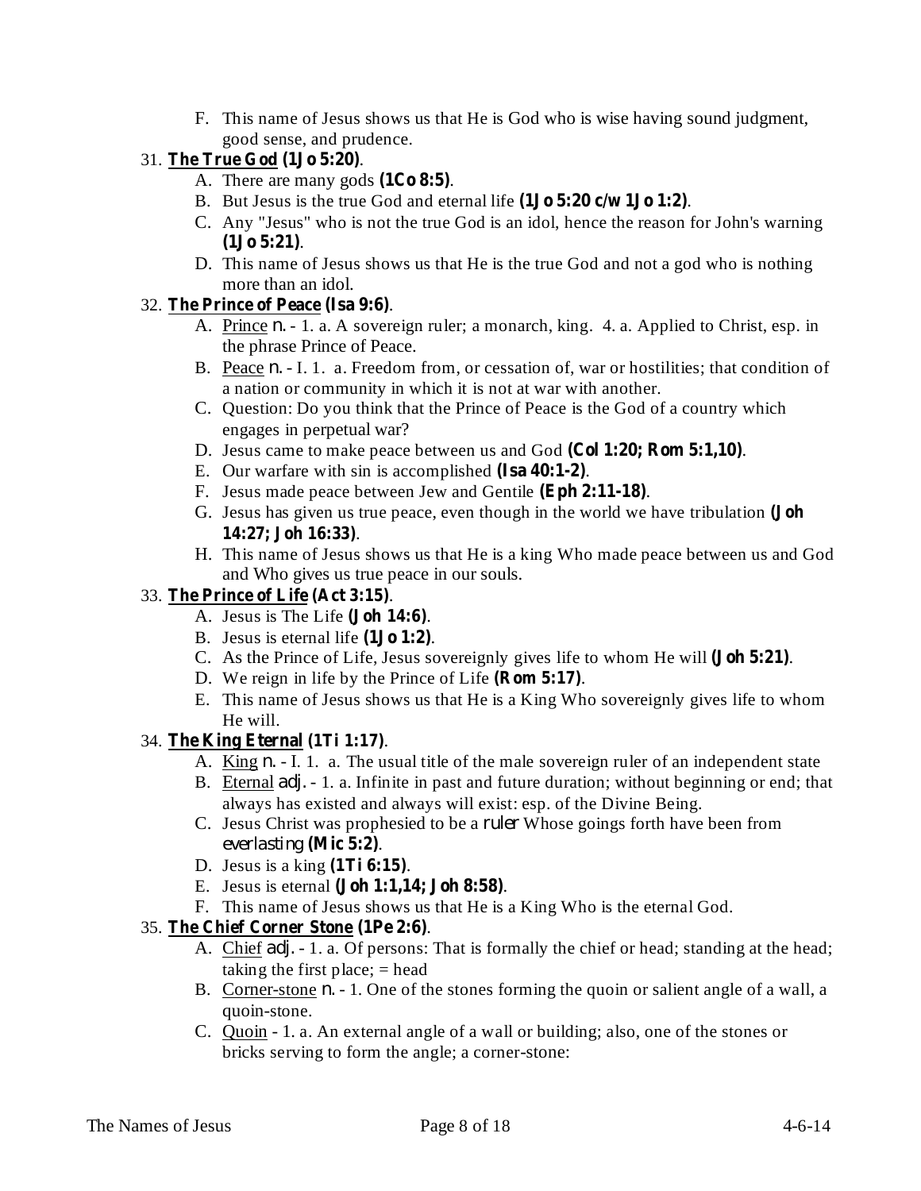F. This name of Jesus shows us that He is God who is wise having sound judgment, good sense, and prudence.

31. **<u>The True God</u> (1Jo 5:20)**.
    A. There are many gods **(1Co 8:5)**.
    B. But Jesus is the true God and eternal life **(1Jo 5:20 c/w 1Jo 1:2)**.
    C. Any "Jesus" who is not the true God is an idol, hence the reason for John's warning **(1Jo 5:21)**.
    D. This name of Jesus shows us that He is the true God and not a god who is nothing more than an idol.

32. **<u>The Prince of Peace</u> (Isa 9:6)**.
    A. <u>Prince</u> *n.* - 1. a. A sovereign ruler; a monarch, king. 4. a. Applied to Christ, esp. in the phrase Prince of Peace.
    B. <u>Peace</u> *n.* - I. 1. a. Freedom from, or cessation of, war or hostilities; that condition of a nation or community in which it is not at war with another.
    C. Question: Do you think that the Prince of Peace is the God of a country which engages in perpetual war?
    D. Jesus came to make peace between us and God **(Col 1:20; Rom 5:1,10)**.
    E. Our warfare with sin is accomplished **(Isa 40:1-2)**.
    F. Jesus made peace between Jew and Gentile **(Eph 2:11-18)**.
    G. Jesus has given us true peace, even though in the world we have tribulation **(Joh 14:27; Joh 16:33)**.
    H. This name of Jesus shows us that He is a king Who made peace between us and God and Who gives us true peace in our souls.

33. **<u>The Prince of Life</u> (Act 3:15)**.
    A. Jesus is The Life **(Joh 14:6)**.
    B. Jesus is eternal life **(1Jo 1:2)**.
    C. As the Prince of Life, Jesus sovereignly gives life to whom He will **(Joh 5:21)**.
    D. We reign in life by the Prince of Life **(Rom 5:17)**.
    E. This name of Jesus shows us that He is a King Who sovereignly gives life to whom He will.

34. **<u>The King Eternal</u> (1Ti 1:17)**.
    A. <u>King</u> *n.* - I. 1. a. The usual title of the male sovereign ruler of an independent state
    B. <u>Eternal</u> *adj.* - 1. a. Infinite in past and future duration; without beginning or end; that always has existed and always will exist: esp. of the Divine Being.
    C. Jesus Christ was prophesied to be a *ruler* Whose goings forth have been from *everlasting* **(Mic 5:2)**.
    D. Jesus is a king **(1Ti 6:15)**.
    E. Jesus is eternal **(Joh 1:1,14; Joh 8:58)**.
    F. This name of Jesus shows us that He is a King Who is the eternal God.

35. **<u>The Chief Corner Stone</u> (1Pe 2:6)**.
    A. <u>Chief</u> *adj.* - 1. a. Of persons: That is formally the chief or head; standing at the head; taking the first place; = head
    B. <u>Corner-stone</u> *n.* - 1. One of the stones forming the quoin or salient angle of a wall, a quoin-stone.
    C. <u>Quoin</u> - 1. a. An external angle of a wall or building; also, one of the stones or bricks serving to form the angle; a corner-stone: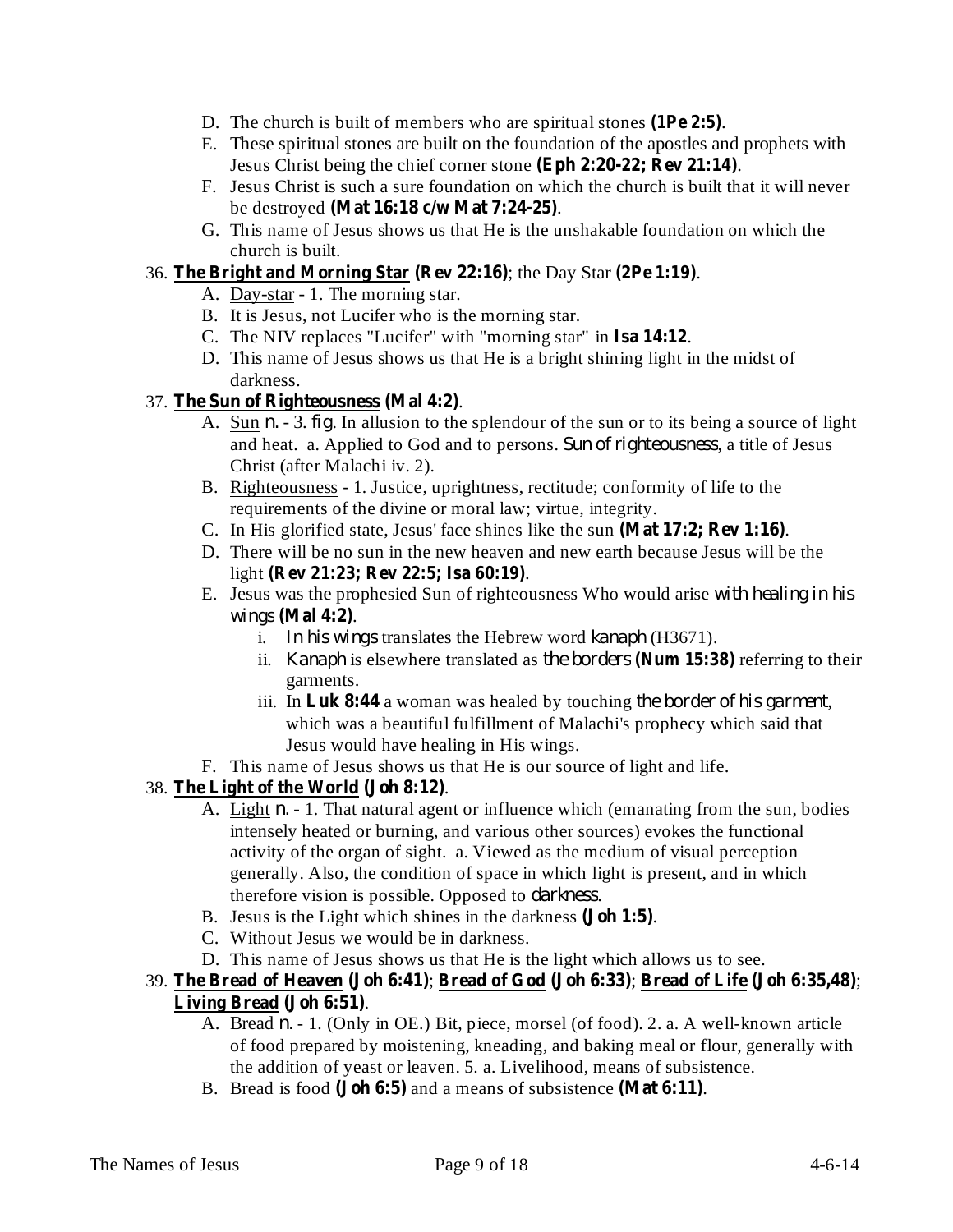D. The church is built of members who are spiritual stones **(1Pe 2:5)**.

E. These spiritual stones are built on the foundation of the apostles and prophets with Jesus Christ being the chief corner stone **(Eph 2:20-22; Rev 21:14)**.

F. Jesus Christ is such a sure foundation on which the church is built that it will never be destroyed **(Mat 16:18 c/w Mat 7:24-25)**.

G. This name of Jesus shows us that He is the unshakable foundation on which the church is built.

36. **The Bright and Morning Star (Rev 22:16)**; the Day Star **(2Pe 1:19)**.
    - A. Day-star - 1. The morning star.
    - B. It is Jesus, not Lucifer who is the morning star.
    - C. The NIV replaces "Lucifer" with "morning star" in **Isa 14:12**.
    - D. This name of Jesus shows us that He is a bright shining light in the midst of darkness.

37. **The Sun of Righteousness (Mal 4:2)**.
    - A. Sun *n.* - 3. *fig.* In allusion to the splendour of the sun or to its being a source of light and heat. a. Applied to God and to persons. *Sun of righteousness*, a title of Jesus Christ (after Malachi iv. 2).
    - B. Righteousness - 1. Justice, uprightness, rectitude; conformity of life to the requirements of the divine or moral law; virtue, integrity.
    - C. In His glorified state, Jesus' face shines like the sun **(Mat 17:2; Rev 1:16)**.
    - D. There will be no sun in the new heaven and new earth because Jesus will be the light **(Rev 21:23; Rev 22:5; Isa 60:19)**.
    - E. Jesus was the prophesied Sun of righteousness Who would arise *with healing in his wings* **(Mal 4:2)**.
        - i. *In his wings* translates the Hebrew word *kanaph* (H3671).
        - ii. *Kanaph* is elsewhere translated as *the borders* **(Num 15:38)** referring to their garments.
        - iii. In **Luk 8:44** a woman was healed by touching *the border of his garment*, which was a beautiful fulfillment of Malachi's prophecy which said that Jesus would have healing in His wings.
    - F. This name of Jesus shows us that He is our source of light and life.

38. **The Light of the World (Joh 8:12)**.
    - A. Light *n.* - 1. That natural agent or influence which (emanating from the sun, bodies intensely heated or burning, and various other sources) evokes the functional activity of the organ of sight. a. Viewed as the medium of visual perception generally. Also, the condition of space in which light is present, and in which therefore vision is possible. Opposed to *darkness*.
    - B. Jesus is the Light which shines in the darkness **(Joh 1:5)**.
    - C. Without Jesus we would be in darkness.
    - D. This name of Jesus shows us that He is the light which allows us to see.

39. **The Bread of Heaven (Joh 6:41)**; **Bread of God (Joh 6:33)**; **Bread of Life (Joh 6:35,48)**; **Living Bread (Joh 6:51)**.
    - A. Bread *n.* - 1. (Only in OE.) Bit, piece, morsel (of food). 2. a. A well-known article of food prepared by moistening, kneading, and baking meal or flour, generally with the addition of yeast or leaven. 5. a. Livelihood, means of subsistence.
    - B. Bread is food **(Joh 6:5)** and a means of subsistence **(Mat 6:11)**.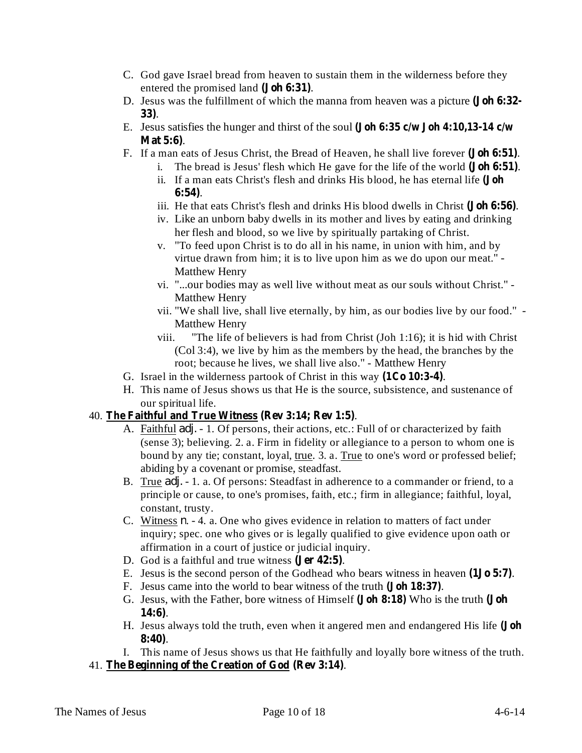C. God gave Israel bread from heaven to sustain them in the wilderness before they entered the promised land **(Joh 6:31)**.
D. Jesus was the fulfillment of which the manna from heaven was a picture **(Joh 6:32-33)**.
E. Jesus satisfies the hunger and thirst of the soul **(Joh 6:35 c/w Joh 4:10,13-14 c/w Mat 5:6)**.
F. If a man eats of Jesus Christ, the Bread of Heaven, he shall live forever **(Joh 6:51)**.
   i. The bread is Jesus' flesh which He gave for the life of the world **(Joh 6:51)**.
   ii. If a man eats Christ's flesh and drinks His blood, he has eternal life **(Joh 6:54)**.
   iii. He that eats Christ's flesh and drinks His blood dwells in Christ **(Joh 6:56)**.
   iv. Like an unborn baby dwells in its mother and lives by eating and drinking her flesh and blood, so we live by spiritually partaking of Christ.
   v. "To feed upon Christ is to do all in his name, in union with him, and by virtue drawn from him; it is to live upon him as we do upon our meat." - Matthew Henry
   vi. "...our bodies may as well live without meat as our souls without Christ." - Matthew Henry
   vii. "We shall live, shall live eternally, by him, as our bodies live by our food." - Matthew Henry
   viii. "The life of believers is had from Christ (Joh 1:16); it is hid with Christ (Col 3:4), we live by him as the members by the head, the branches by the root; because he lives, we shall live also." - Matthew Henry
G. Israel in the wilderness partook of Christ in this way **(1Co 10:3-4)**.
H. This name of Jesus shows us that He is the source, subsistence, and sustenance of our spiritual life.

40. **<u>The Faithful and True Witness</u> (Rev 3:14; Rev 1:5)**.
   A. <u>Faithful</u> *adj.* - 1. Of persons, their actions, etc.: Full of or characterized by faith (sense 3); believing. 2. a. Firm in fidelity or allegiance to a person to whom one is bound by any tie; constant, loyal, <u>true</u>. 3. a. <u>True</u> to one's word or professed belief; abiding by a covenant or promise, steadfast.
   B. <u>True</u> *adj.* - 1. a. Of persons: Steadfast in adherence to a commander or friend, to a principle or cause, to one's promises, faith, etc.; firm in allegiance; faithful, loyal, constant, trusty.
   C. <u>Witness</u> *n.* - 4. a. One who gives evidence in relation to matters of fact under inquiry; spec. one who gives or is legally qualified to give evidence upon oath or affirmation in a court of justice or judicial inquiry.
   D. God is a faithful and true witness **(Jer 42:5)**.
   E. Jesus is the second person of the Godhead who bears witness in heaven **(1Jo 5:7)**.
   F. Jesus came into the world to bear witness of the truth **(Joh 18:37)**.
   G. Jesus, with the Father, bore witness of Himself **(Joh 8:18)** Who is the truth **(Joh 14:6)**.
   H. Jesus always told the truth, even when it angered men and endangered His life **(Joh 8:40)**.
   I. This name of Jesus shows us that He faithfully and loyally bore witness of the truth.

41. **<u>The Beginning of the Creation of God</u> (Rev 3:14)**.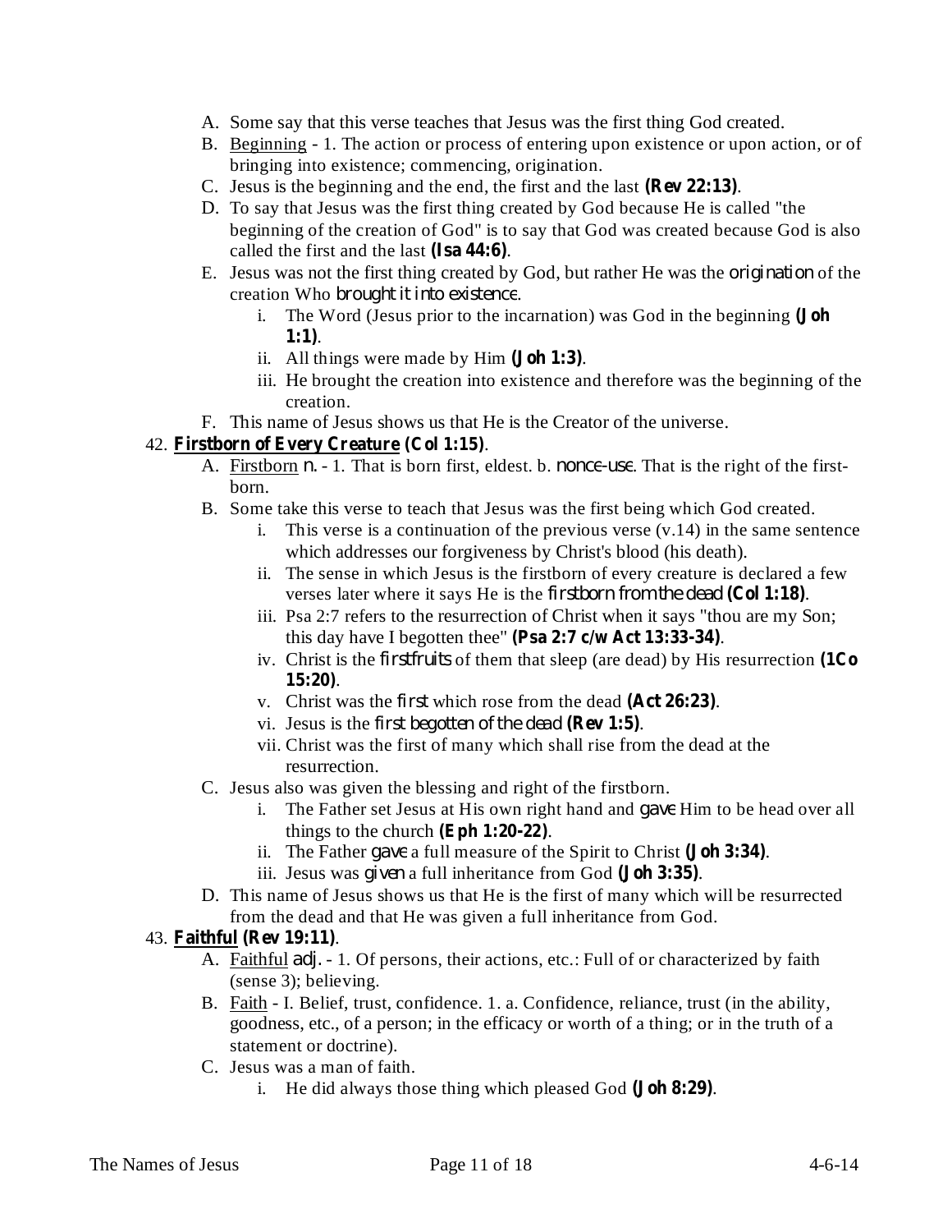A. Some say that this verse teaches that Jesus was the first thing God created.
B. <u>Beginning</u> - 1. The action or process of entering upon existence or upon action, or of bringing into existence; commencing, origination.
C. Jesus is the beginning and the end, the first and the last **(Rev 22:13)**.
D. To say that Jesus was the first thing created by God because He is called "the beginning of the creation of God" is to say that God was created because God is also called the first and the last **(Isa 44:6)**.
E. Jesus was not the first thing created by God, but rather He was the *origination* of the creation Who *brought it into existence*.
    i. The Word (Jesus prior to the incarnation) was God in the beginning **(Joh 1:1)**.
    ii. All things were made by Him **(Joh 1:3)**.
    iii. He brought the creation into existence and therefore was the beginning of the creation.
F. This name of Jesus shows us that He is the Creator of the universe.

42. **<u>Firstborn of Every Creature</u> (Col 1:15)**.
    A. <u>Firstborn</u> *n.* - 1. That is born first, eldest. b. *nonce-use*. That is the right of the first-born.
    B. Some take this verse to teach that Jesus was the first being which God created.
        i. This verse is a continuation of the previous verse (v.14) in the same sentence which addresses our forgiveness by Christ's blood (his death).
        ii. The sense in which Jesus is the firstborn of every creature is declared a few verses later where it says He is the *firstborn from the dead* **(Col 1:18)**.
        iii. Psa 2:7 refers to the resurrection of Christ when it says "thou are my Son; this day have I begotten thee" **(Psa 2:7 c/w Act 13:33-34)**.
        iv. Christ is the *firstfruits* of them that sleep (are dead) by His resurrection **(1Co 15:20)**.
        v. Christ was the *first* which rose from the dead **(Act 26:23)**.
        vi. Jesus is the *first begotten of the dead* **(Rev 1:5)**.
        vii. Christ was the first of many which shall rise from the dead at the resurrection.
    C. Jesus also was given the blessing and right of the firstborn.
        i. The Father set Jesus at His own right hand and *gave* Him to be head over all things to the church **(Eph 1:20-22)**.
        ii. The Father *gave* a full measure of the Spirit to Christ **(Joh 3:34)**.
        iii. Jesus was *given* a full inheritance from God **(Joh 3:35)**.
    D. This name of Jesus shows us that He is the first of many which will be resurrected from the dead and that He was given a full inheritance from God.

43. **<u>Faithful</u> (Rev 19:11)**.
    A. <u>Faithful</u> *adj.* - 1. Of persons, their actions, etc.: Full of or characterized by faith (sense 3); believing.
    B. <u>Faith</u> - I. Belief, trust, confidence. 1. a. Confidence, reliance, trust (in the ability, goodness, etc., of a person; in the efficacy or worth of a thing; or in the truth of a statement or doctrine).
    C. Jesus was a man of faith.
        i. He did always those thing which pleased God **(Joh 8:29)**.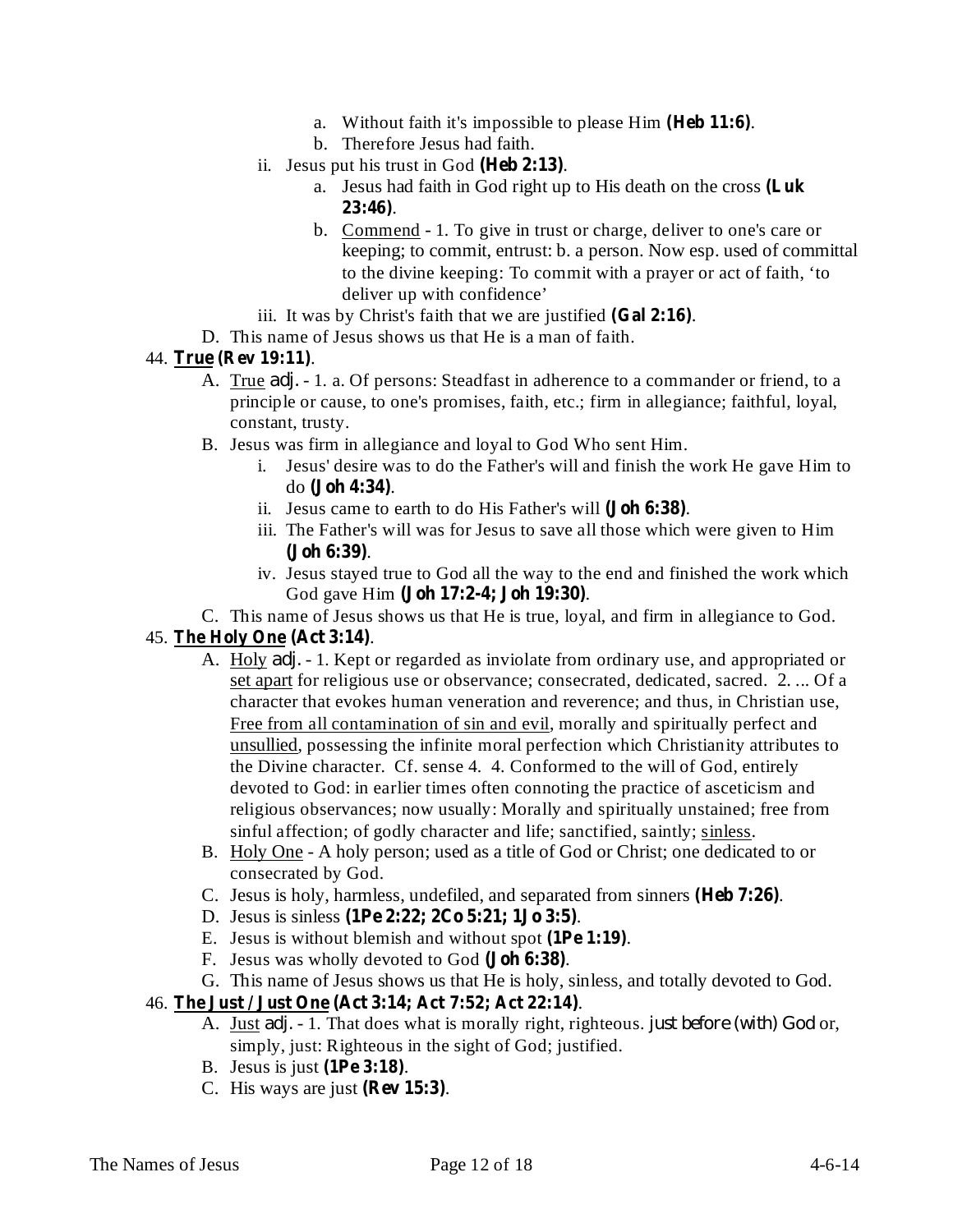a. Without faith it's impossible to please Him **(Heb 11:6)**.
            b. Therefore Jesus had faith.
        ii. Jesus put his trust in God **(Heb 2:13)**.
            a. Jesus had faith in God right up to His death on the cross **(Luk 23:46)**.
            b. <u>Commend</u> - 1. To give in trust or charge, deliver to one's care or keeping; to commit, entrust: b. a person. Now esp. used of committal to the divine keeping: To commit with a prayer or act of faith, 'to deliver up with confidence'
        iii. It was by Christ's faith that we are justified **(Gal 2:16)**.
    D. This name of Jesus shows us that He is a man of faith.

44. **<u>True</u> (Rev 19:11)**.
    A. <u>True</u> adj. - 1. a. Of persons: Steadfast in adherence to a commander or friend, to a principle or cause, to one's promises, faith, etc.; firm in allegiance; faithful, loyal, constant, trusty.
    B. Jesus was firm in allegiance and loyal to God Who sent Him.
        i. Jesus' desire was to do the Father's will and finish the work He gave Him to do **(Joh 4:34)**.
        ii. Jesus came to earth to do His Father's will **(Joh 6:38)**.
        iii. The Father's will was for Jesus to save all those which were given to Him **(Joh 6:39)**.
        iv. Jesus stayed true to God all the way to the end and finished the work which God gave Him **(Joh 17:2-4; Joh 19:30)**.
    C. This name of Jesus shows us that He is true, loyal, and firm in allegiance to God.

45. **<u>The Holy One</u> (Act 3:14)**.
    A. <u>Holy</u> adj. - 1. Kept or regarded as inviolate from ordinary use, and appropriated or <u>set apart</u> for religious use or observance; consecrated, dedicated, sacred. 2. ... Of a character that evokes human veneration and reverence; and thus, in Christian use, <u>Free from all contamination of sin and evil</u>, morally and spiritually perfect and <u>unsullied</u>, possessing the infinite moral perfection which Christianity attributes to the Divine character. Cf. sense 4. 4. Conformed to the will of God, entirely devoted to God: in earlier times often connoting the practice of asceticism and religious observances; now usually: Morally and spiritually unstained; free from sinful affection; of godly character and life; sanctified, saintly; <u>sinless</u>.
    B. <u>Holy One</u> - A holy person; used as a title of God or Christ; one dedicated to or consecrated by God.
    C. Jesus is holy, harmless, undefiled, and separated from sinners **(Heb 7:26)**.
    D. Jesus is sinless **(1Pe 2:22; 2Co 5:21; 1Jo 3:5)**.
    E. Jesus is without blemish and without spot **(1Pe 1:19)**.
    F. Jesus was wholly devoted to God **(Joh 6:38)**.
    G. This name of Jesus shows us that He is holy, sinless, and totally devoted to God.

46. **<u>The Just / Just One</u> (Act 3:14; Act 7:52; Act 22:14)**.
    A. <u>Just</u> adj. - 1. That does what is morally right, righteous. just before (with) God or, simply, just: Righteous in the sight of God; justified.
    B. Jesus is just **(1Pe 3:18)**.
    C. His ways are just **(Rev 15:3)**.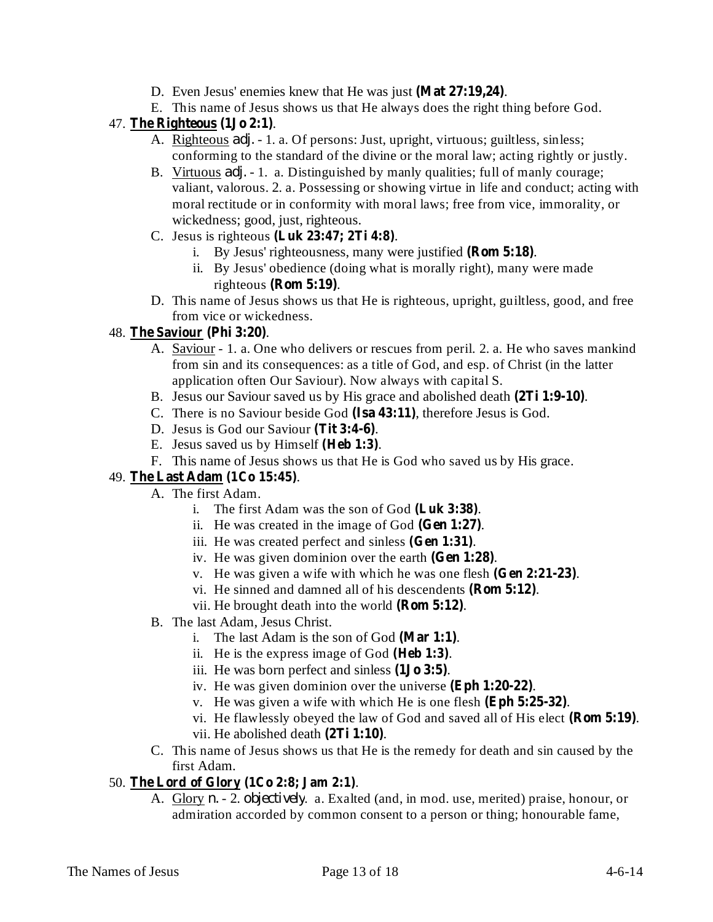D. Even Jesus' enemies knew that He was just **(Mat 27:19,24)**.

E. This name of Jesus shows us that He always does the right thing before God.

47. **The Righteous (1Jo 2:1)**.

   A. Righteous *adj.* - 1. a. Of persons: Just, upright, virtuous; guiltless, sinless; conforming to the standard of the divine or the moral law; acting rightly or justly.

   B. Virtuous *adj.* - 1. a. Distinguished by manly qualities; full of manly courage; valiant, valorous. 2. a. Possessing or showing virtue in life and conduct; acting with moral rectitude or in conformity with moral laws; free from vice, immorality, or wickedness; good, just, righteous.

   C. Jesus is righteous **(Luk 23:47; 2Ti 4:8)**.

      i. By Jesus' righteousness, many were justified **(Rom 5:18)**.

      ii. By Jesus' obedience (doing what is morally right), many were made righteous **(Rom 5:19)**.

   D. This name of Jesus shows us that He is righteous, upright, guiltless, good, and free from vice or wickedness.

48. **The Saviour (Phi 3:20)**.

   A. Saviour - 1. a. One who delivers or rescues from peril. 2. a. He who saves mankind from sin and its consequences: as a title of God, and esp. of Christ (in the latter application often Our Saviour). Now always with capital S.

   B. Jesus our Saviour saved us by His grace and abolished death **(2Ti 1:9-10)**.

   C. There is no Saviour beside God **(Isa 43:11)**, therefore Jesus is God.

   D. Jesus is God our Saviour **(Tit 3:4-6)**.

   E. Jesus saved us by Himself **(Heb 1:3)**.

   F. This name of Jesus shows us that He is God who saved us by His grace.

49. **The Last Adam (1Co 15:45)**.

   A. The first Adam.

      i. The first Adam was the son of God **(Luk 3:38)**.

      ii. He was created in the image of God **(Gen 1:27)**.

      iii. He was created perfect and sinless **(Gen 1:31)**.

      iv. He was given dominion over the earth **(Gen 1:28)**.

      v. He was given a wife with which he was one flesh **(Gen 2:21-23)**.

      vi. He sinned and damned all of his descendents **(Rom 5:12)**.

      vii. He brought death into the world **(Rom 5:12)**.

   B. The last Adam, Jesus Christ.

      i. The last Adam is the son of God **(Mar 1:1)**.

      ii. He is the express image of God **(Heb 1:3)**.

      iii. He was born perfect and sinless **(1Jo 3:5)**.

      iv. He was given dominion over the universe **(Eph 1:20-22)**.

      v. He was given a wife with which He is one flesh **(Eph 5:25-32)**.

      vi. He flawlessly obeyed the law of God and saved all of His elect **(Rom 5:19)**.

      vii. He abolished death **(2Ti 1:10)**.

   C. This name of Jesus shows us that He is the remedy for death and sin caused by the first Adam.

50. **The Lord of Glory (1Co 2:8; Jam 2:1)**.

   A. Glory *n.* - 2. *objectively*. a. Exalted (and, in mod. use, merited) praise, honour, or admiration accorded by common consent to a person or thing; honourable fame,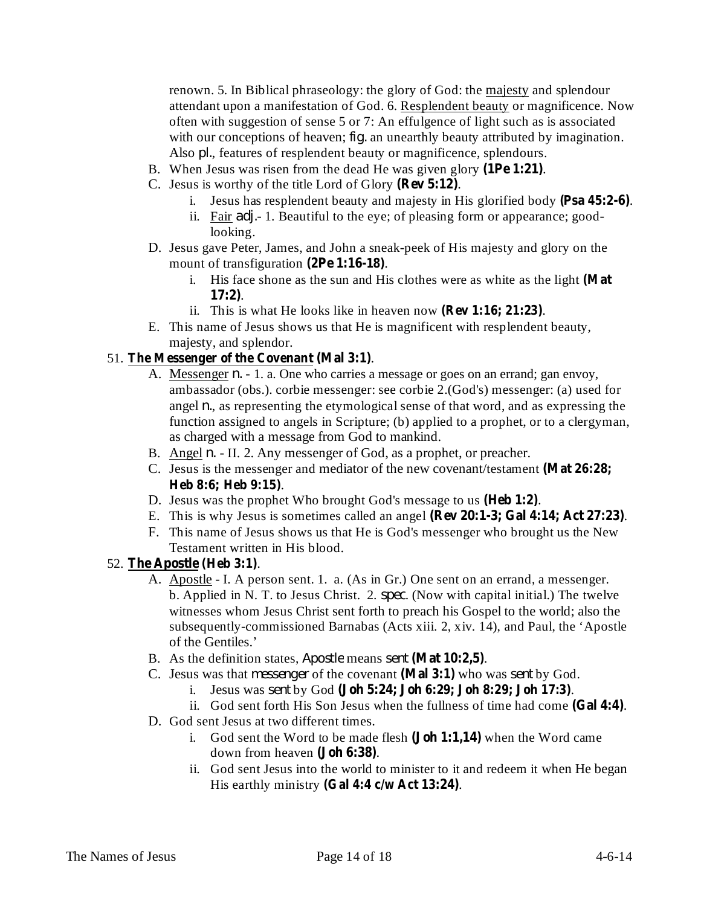renown. 5. In Biblical phraseology: the glory of God: the <u>majesty</u> and splendour attendant upon a manifestation of God. 6. <u>Resplendent beauty</u> or magnificence. Now often with suggestion of sense 5 or 7: An effulgence of light such as is associated with our conceptions of heaven; *fig.* an unearthly beauty attributed by imagination. Also *pl.*, features of resplendent beauty or magnificence, splendours.

B. When Jesus was risen from the dead He was given glory **(1Pe 1:21)**.

C. Jesus is worthy of the title Lord of Glory **(Rev 5:12)**.
   i. Jesus has resplendent beauty and majesty in His glorified body **(Psa 45:2-6)**.
   ii. <u>Fair</u> *adj.*- 1. Beautiful to the eye; of pleasing form or appearance; good-looking.

D. Jesus gave Peter, James, and John a sneak-peek of His majesty and glory on the mount of transfiguration **(2Pe 1:16-18)**.
   i. His face shone as the sun and His clothes were as white as the light **(Mat 17:2)**.
   ii. This is what He looks like in heaven now **(Rev 1:16; 21:23)**.

E. This name of Jesus shows us that He is magnificent with resplendent beauty, majesty, and splendor.

51. **<u>The Messenger of the Covenant</u> (Mal 3:1)**.

A. <u>Messenger</u> *n.* - 1. a. One who carries a message or goes on an errand; gan envoy, ambassador (obs.). corbie messenger: see corbie 2.(God's) messenger: (a) used for angel *n.*, as representing the etymological sense of that word, and as expressing the function assigned to angels in Scripture; (b) applied to a prophet, or to a clergyman, as charged with a message from God to mankind.

B. <u>Angel</u> *n.* - II. 2. Any messenger of God, as a prophet, or preacher.

C. Jesus is the messenger and mediator of the new covenant/testament **(Mat 26:28; Heb 8:6; Heb 9:15)**.

D. Jesus was the prophet Who brought God's message to us **(Heb 1:2)**.

E. This is why Jesus is sometimes called an angel **(Rev 20:1-3; Gal 4:14; Act 27:23)**.

F. This name of Jesus shows us that He is God's messenger who brought us the New Testament written in His blood.

52. **<u>The Apostle</u> (Heb 3:1)**.

A. <u>Apostle</u> - I. A person sent. 1. a. (As in Gr.) One sent on an errand, a messenger. b. Applied in N. T. to Jesus Christ. 2. *spec.* (Now with capital initial.) The twelve witnesses whom Jesus Christ sent forth to preach his Gospel to the world; also the subsequently-commissioned Barnabas (Acts xiii. 2, xiv. 14), and Paul, the 'Apostle of the Gentiles.'

B. As the definition states, *Apostle* means *sent* **(Mat 10:2,5)**.

C. Jesus was that *messenger* of the covenant **(Mal 3:1)** who was *sent* by God.
   i. Jesus was *sent* by God **(Joh 5:24; Joh 6:29; Joh 8:29; Joh 17:3)**.
   ii. God sent forth His Son Jesus when the fullness of time had come **(Gal 4:4)**.

D. God sent Jesus at two different times.
   i. God sent the Word to be made flesh **(Joh 1:1,14)** when the Word came down from heaven **(Joh 6:38)**.
   ii. God sent Jesus into the world to minister to it and redeem it when He began His earthly ministry **(Gal 4:4 c/w Act 13:24)**.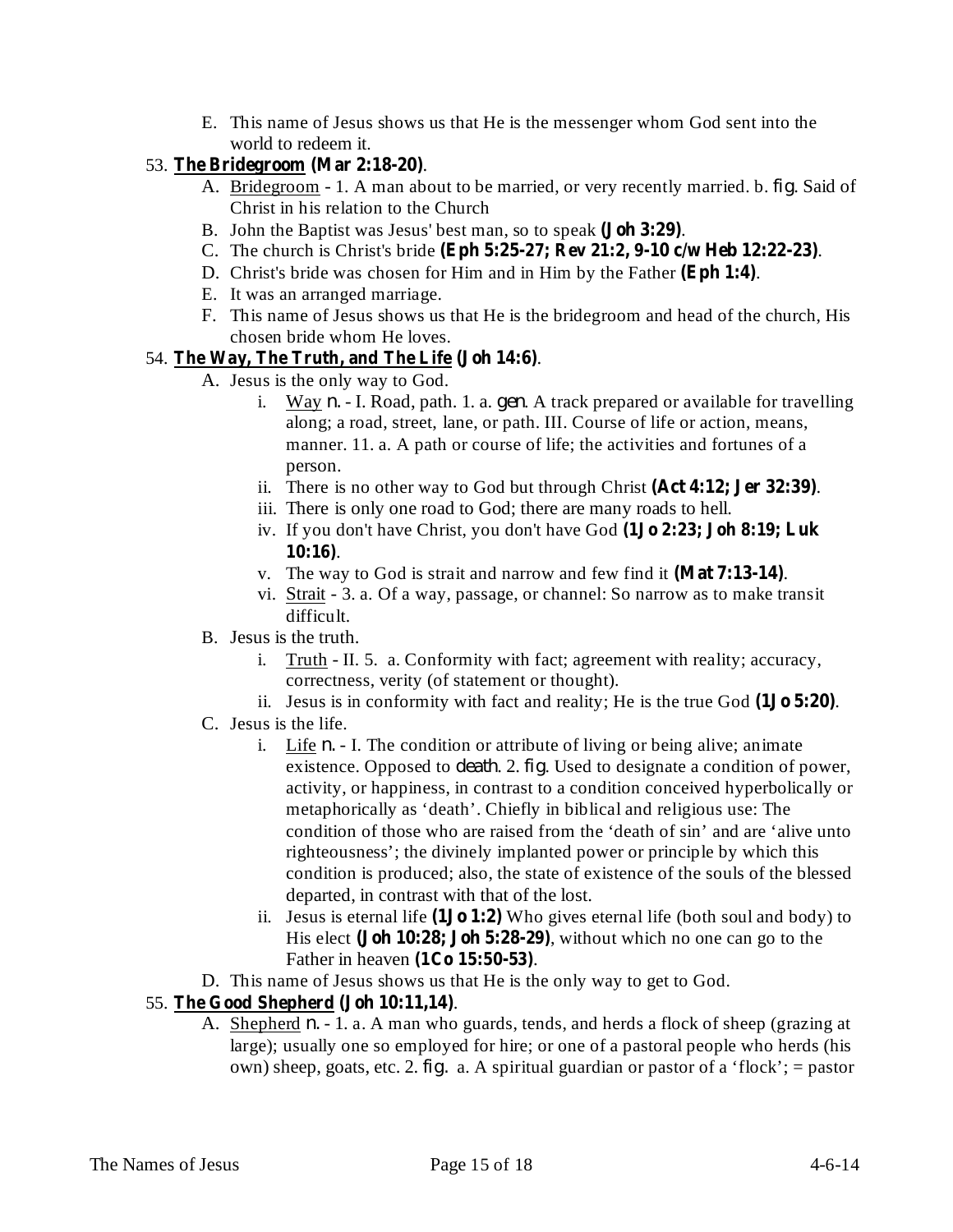E. This name of Jesus shows us that He is the messenger whom God sent into the world to redeem it.

53. **The Bridegroom (Mar 2:18-20)**.

A. Bridegroom - 1. A man about to be married, or very recently married. b. *fig.* Said of Christ in his relation to the Church

B. John the Baptist was Jesus' best man, so to speak **(Joh 3:29)**.

C. The church is Christ's bride **(Eph 5:25-27; Rev 21:2, 9-10 c/w Heb 12:22-23)**.

D. Christ's bride was chosen for Him and in Him by the Father **(Eph 1:4)**.

E. It was an arranged marriage.

F. This name of Jesus shows us that He is the bridegroom and head of the church, His chosen bride whom He loves.

54. **The Way, The Truth, and The Life (Joh 14:6)**.

A. Jesus is the only way to God.

i. Way *n.* - I. Road, path. 1. a. *gen.* A track prepared or available for travelling along; a road, street, lane, or path. III. Course of life or action, means, manner. 11. a. A path or course of life; the activities and fortunes of a person.

ii. There is no other way to God but through Christ **(Act 4:12; Jer 32:39)**.

iii. There is only one road to God; there are many roads to hell.

iv. If you don't have Christ, you don't have God **(1Jo 2:23; Joh 8:19; Luk 10:16)**.

v. The way to God is strait and narrow and few find it **(Mat 7:13-14)**.

vi. Strait - 3. a. Of a way, passage, or channel: So narrow as to make transit difficult.

B. Jesus is the truth.

i. Truth - II. 5. a. Conformity with fact; agreement with reality; accuracy, correctness, verity (of statement or thought).

ii. Jesus is in conformity with fact and reality; He is the true God **(1Jo 5:20)**.

C. Jesus is the life.

i. Life *n.* - I. The condition or attribute of living or being alive; animate existence. Opposed to *death*. 2. *fig.* Used to designate a condition of power, activity, or happiness, in contrast to a condition conceived hyperbolically or metaphorically as 'death'. Chiefly in biblical and religious use: The condition of those who are raised from the 'death of sin' and are 'alive unto righteousness'; the divinely implanted power or principle by which this condition is produced; also, the state of existence of the souls of the blessed departed, in contrast with that of the lost.

ii. Jesus is eternal life **(1Jo 1:2)** Who gives eternal life (both soul and body) to His elect **(Joh 10:28; Joh 5:28-29)**, without which no one can go to the Father in heaven **(1Co 15:50-53)**.

D. This name of Jesus shows us that He is the only way to get to God.

55. **The Good Shepherd (Joh 10:11,14)**.

A. Shepherd *n.* - 1. a. A man who guards, tends, and herds a flock of sheep (grazing at large); usually one so employed for hire; or one of a pastoral people who herds (his own) sheep, goats, etc. 2. *fig.* a. A spiritual guardian or pastor of a 'flock'; = pastor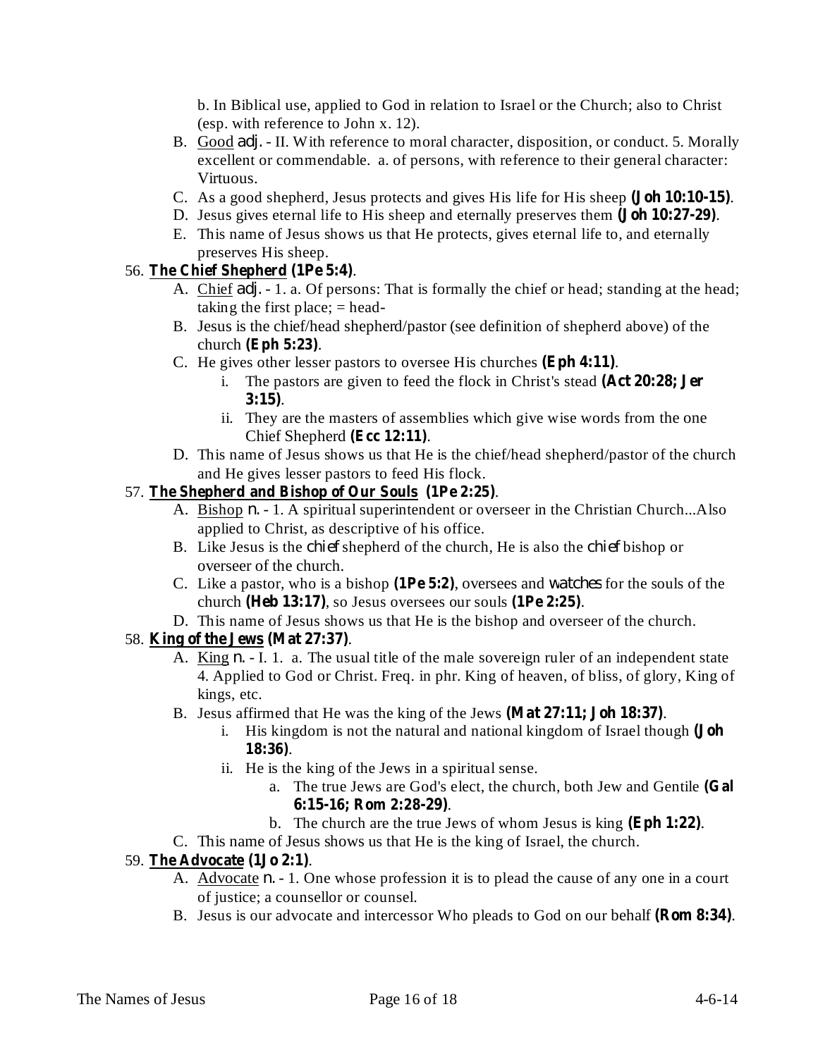b. In Biblical use, applied to God in relation to Israel or the Church; also to Christ (esp. with reference to John x. 12).

B. Good *adj.* - II. With reference to moral character, disposition, or conduct. 5. Morally excellent or commendable. a. of persons, with reference to their general character: Virtuous.

C. As a good shepherd, Jesus protects and gives His life for His sheep **(Joh 10:10-15)**.

D. Jesus gives eternal life to His sheep and eternally preserves them **(Joh 10:27-29)**.

E. This name of Jesus shows us that He protects, gives eternal life to, and eternally preserves His sheep.

56. **The Chief Shepherd (1Pe 5:4)**.

   A. Chief *adj.* - 1. a. Of persons: That is formally the chief or head; standing at the head; taking the first place; = head-

   B. Jesus is the chief/head shepherd/pastor (see definition of shepherd above) of the church **(Eph 5:23)**.

   C. He gives other lesser pastors to oversee His churches **(Eph 4:11)**.

      i. The pastors are given to feed the flock in Christ's stead **(Act 20:28; Jer 3:15)**.

      ii. They are the masters of assemblies which give wise words from the one Chief Shepherd **(Ecc 12:11)**.

   D. This name of Jesus shows us that He is the chief/head shepherd/pastor of the church and He gives lesser pastors to feed His flock.

57. **The Shepherd and Bishop of Our Souls (1Pe 2:25)**.

   A. Bishop *n.* - 1. A spiritual superintendent or overseer in the Christian Church...Also applied to Christ, as descriptive of his office.

   B. Like Jesus is the *chief* shepherd of the church, He is also the *chief* bishop or overseer of the church.

   C. Like a pastor, who is a bishop **(1Pe 5:2)**, oversees and *watches* for the souls of the church **(Heb 13:17)**, so Jesus oversees our souls **(1Pe 2:25)**.

   D. This name of Jesus shows us that He is the bishop and overseer of the church.

58. **King of the Jews (Mat 27:37)**.

   A. King *n.* - I. 1. a. The usual title of the male sovereign ruler of an independent state 4. Applied to God or Christ. Freq. in phr. King of heaven, of bliss, of glory, King of kings, etc.

   B. Jesus affirmed that He was the king of the Jews **(Mat 27:11; Joh 18:37)**.

      i. His kingdom is not the natural and national kingdom of Israel though **(Joh 18:36)**.

      ii. He is the king of the Jews in a spiritual sense.

         a. The true Jews are God's elect, the church, both Jew and Gentile **(Gal 6:15-16; Rom 2:28-29)**.

         b. The church are the true Jews of whom Jesus is king **(Eph 1:22)**.

   C. This name of Jesus shows us that He is the king of Israel, the church.

59. **The Advocate (1Jo 2:1)**.

   A. Advocate *n.* - 1. One whose profession it is to plead the cause of any one in a court of justice; a counsellor or counsel.

   B. Jesus is our advocate and intercessor Who pleads to God on our behalf **(Rom 8:34)**.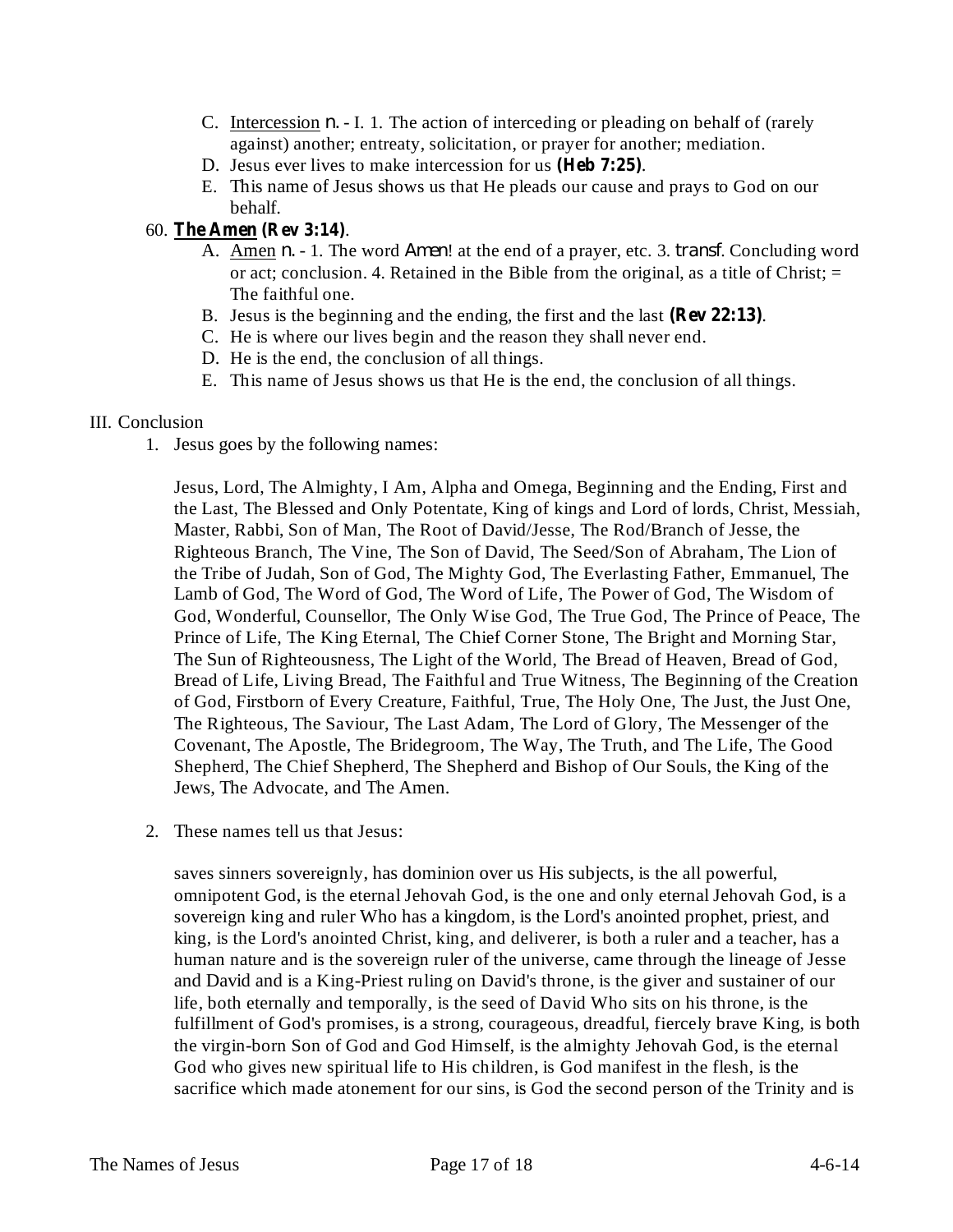C. Intercession *n.* - I. 1. The action of interceding or pleading on behalf of (rarely against) another; entreaty, solicitation, or prayer for another; mediation.
D. Jesus ever lives to make intercession for us **(Heb 7:25)**.
E. This name of Jesus shows us that He pleads our cause and prays to God on our behalf.

60. **The Amen (Rev 3:14)**.
    A. Amen *n.* - 1. The word *Amen!* at the end of a prayer, etc. 3. *transf.* Concluding word or act; conclusion. 4. Retained in the Bible from the original, as a title of Christ; = The faithful one.
    B. Jesus is the beginning and the ending, the first and the last **(Rev 22:13)**.
    C. He is where our lives begin and the reason they shall never end.
    D. He is the end, the conclusion of all things.
    E. This name of Jesus shows us that He is the end, the conclusion of all things.

III. Conclusion

1. Jesus goes by the following names:

   Jesus, Lord, The Almighty, I Am, Alpha and Omega, Beginning and the Ending, First and the Last, The Blessed and Only Potentate, King of kings and Lord of lords, Christ, Messiah, Master, Rabbi, Son of Man, The Root of David/Jesse, The Rod/Branch of Jesse, the Righteous Branch, The Vine, The Son of David, The Seed/Son of Abraham, The Lion of the Tribe of Judah, Son of God, The Mighty God, The Everlasting Father, Emmanuel, The Lamb of God, The Word of God, The Word of Life, The Power of God, The Wisdom of God, Wonderful, Counsellor, The Only Wise God, The True God, The Prince of Peace, The Prince of Life, The King Eternal, The Chief Corner Stone, The Bright and Morning Star, The Sun of Righteousness, The Light of the World, The Bread of Heaven, Bread of God, Bread of Life, Living Bread, The Faithful and True Witness, The Beginning of the Creation of God, Firstborn of Every Creature, Faithful, True, The Holy One, The Just, the Just One, The Righteous, The Saviour, The Last Adam, The Lord of Glory, The Messenger of the Covenant, The Apostle, The Bridegroom, The Way, The Truth, and The Life, The Good Shepherd, The Chief Shepherd, The Shepherd and Bishop of Our Souls, the King of the Jews, The Advocate, and The Amen.

2. These names tell us that Jesus:

   saves sinners sovereignly, has dominion over us His subjects, is the all powerful, omnipotent God, is the eternal Jehovah God, is the one and only eternal Jehovah God, is a sovereign king and ruler Who has a kingdom, is the Lord's anointed prophet, priest, and king, is the Lord's anointed Christ, king, and deliverer, is both a ruler and a teacher, has a human nature and is the sovereign ruler of the universe, came through the lineage of Jesse and David and is a King-Priest ruling on David's throne, is the giver and sustainer of our life, both eternally and temporally, is the seed of David Who sits on his throne, is the fulfillment of God's promises, is a strong, courageous, dreadful, fiercely brave King, is both the virgin-born Son of God and God Himself, is the almighty Jehovah God, is the eternal God who gives new spiritual life to His children, is God manifest in the flesh, is the sacrifice which made atonement for our sins, is God the second person of the Trinity and is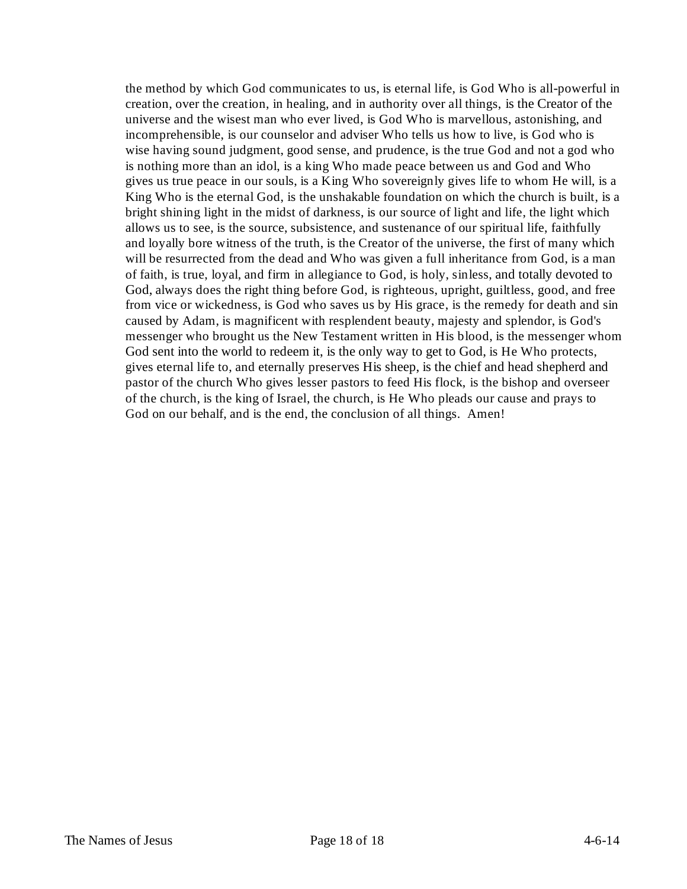the method by which God communicates to us, is eternal life, is God Who is all-powerful in creation, over the creation, in healing, and in authority over all things, is the Creator of the universe and the wisest man who ever lived, is God Who is marvellous, astonishing, and incomprehensible, is our counselor and adviser Who tells us how to live, is God who is wise having sound judgment, good sense, and prudence, is the true God and not a god who is nothing more than an idol, is a king Who made peace between us and God and Who gives us true peace in our souls, is a King Who sovereignly gives life to whom He will, is a King Who is the eternal God, is the unshakable foundation on which the church is built, is a bright shining light in the midst of darkness, is our source of light and life, the light which allows us to see, is the source, subsistence, and sustenance of our spiritual life, faithfully and loyally bore witness of the truth, is the Creator of the universe, the first of many which will be resurrected from the dead and Who was given a full inheritance from God, is a man of faith, is true, loyal, and firm in allegiance to God, is holy, sinless, and totally devoted to God, always does the right thing before God, is righteous, upright, guiltless, good, and free from vice or wickedness, is God who saves us by His grace, is the remedy for death and sin caused by Adam, is magnificent with resplendent beauty, majesty and splendor, is God's messenger who brought us the New Testament written in His blood, is the messenger whom God sent into the world to redeem it, is the only way to get to God, is He Who protects, gives eternal life to, and eternally preserves His sheep, is the chief and head shepherd and pastor of the church Who gives lesser pastors to feed His flock, is the bishop and overseer of the church, is the king of Israel, the church, is He Who pleads our cause and prays to God on our behalf, and is the end, the conclusion of all things. Amen!